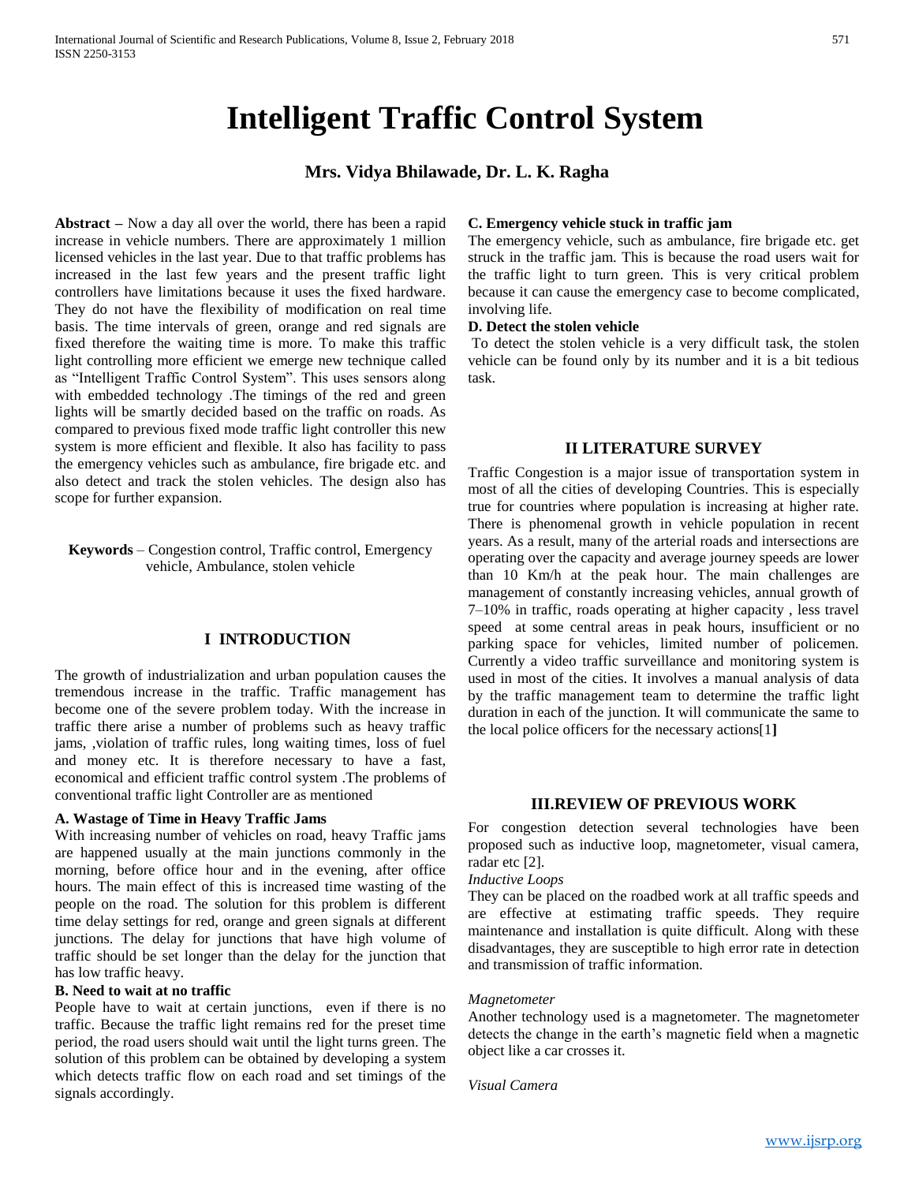# Intelligent Traffic Control System

**Mrs. Vidya Bhilawade, Dr. L. K. Ragha**

**Abstract –** Now a day all over the world, there has been a rapid increase in vehicle numbers. There are approximately 1 million licensed vehicles in the last year. Due to that traffic problems has increased in the last few years and the present traffic light controllers have limitations because it uses the fixed hardware. They do not have the flexibility of modification on real time basis. The time intervals of green, orange and red signals are fixed therefore the waiting time is more. To make this traffic light controlling more efficient we emerge new technique called as "Intelligent Traffic Control System". This uses sensors along with embedded technology .The timings of the red and green lights will be smartly decided based on the traffic on roads. As compared to previous fixed mode traffic light controller this new system is more efficient and flexible. It also has facility to pass the emergency vehicles such as ambulance, fire brigade etc. and also detect and track the stolen vehicles. The design also has scope for further expansion.

**Keywords** – Congestion control, Traffic control, Emergency vehicle, Ambulance, stolen vehicle

## I INTRODUCTION

The growth of industrialization and urban population causes the tremendous increase in the traffic. Traffic management has become one of the severe problem today. With the increase in traffic there arise a number of problems such as heavy traffic jams, ,violation of traffic rules, long waiting times, loss of fuel and money etc. It is therefore necessary to have a fast, economical and efficient traffic control system .The problems of conventional traffic light Controller are as mentioned

**A. Wastage of Time in Heavy Traffic Jams**

With increasing number of vehicles on road, heavy Traffic jams are happened usually at the main junctions commonly in the morning, before office hour and in the evening, after office hours. The main effect of this is increased time wasting of the people on the road. The solution for this problem is different time delay settings for red, orange and green signals at different junctions. The delay for junctions that have high volume of traffic should be set longer than the delay for the junction that has low traffic heavy.

**B. Need to wait at no traffic**

People have to wait at certain junctions, even if there is no traffic. Because the traffic light remains red for the preset time period, the road users should wait until the light turns green. The solution of this problem can be obtained by developing a system which detects traffic flow on each road and set timings of the signals accordingly.

**C. Emergency vehicle stuck in traffic jam**

The emergency vehicle, such as ambulance, fire brigade etc. get struck in the traffic jam. This is because the road users wait for the traffic light to turn green. This is very critical problem because it can cause the emergency case to become complicated, involving life.

**D. Detect the stolen vehicle**

To detect the stolen vehicle is a very difficult task, the stolen vehicle can be found only by its number and it is a bit tedious task.

## II LITERATURE SURVEY

Traffic Congestion is a major issue of transportation system in most of all the cities of developing Countries. This is especially true for countries where population is increasing at higher rate. There is phenomenal growth in vehicle population in recent years. As a result, many of the arterial roads and intersections are operating over the capacity and average journey speeds are lower than 10 Km/h at the peak hour. The main challenges are management of constantly increasing vehicles, annual growth of 7–10% in traffic, roads operating at higher capacity , less travel speed at some central areas in peak hours, insufficient or no parking space for vehicles, limited number of policemen. Currently a video traffic surveillance and monitoring system is used in most of the cities. It involves a manual analysis of data by the traffic management team to determine the traffic light duration in each of the junction. It will communicate the same to the local police officers for the necessary actions[1]

## III.REVIEW OF PREVIOUS WORK

For congestion detection several technologies have been proposed such as inductive loop, magnetometer, visual camera, radar etc [2].

*Inductive Loops*

They can be placed on the roadbed work at all traffic speeds and are effective at estimating traffic speeds. They require maintenance and installation is quite difficult. Along with these disadvantages, they are susceptible to high error rate in detection and transmission of traffic information.

*Magnetometer*

Another technology used is a magnetometer. The magnetometer detects the change in the earth's magnetic field when a magnetic object like a car crosses it.

*Visual Camera*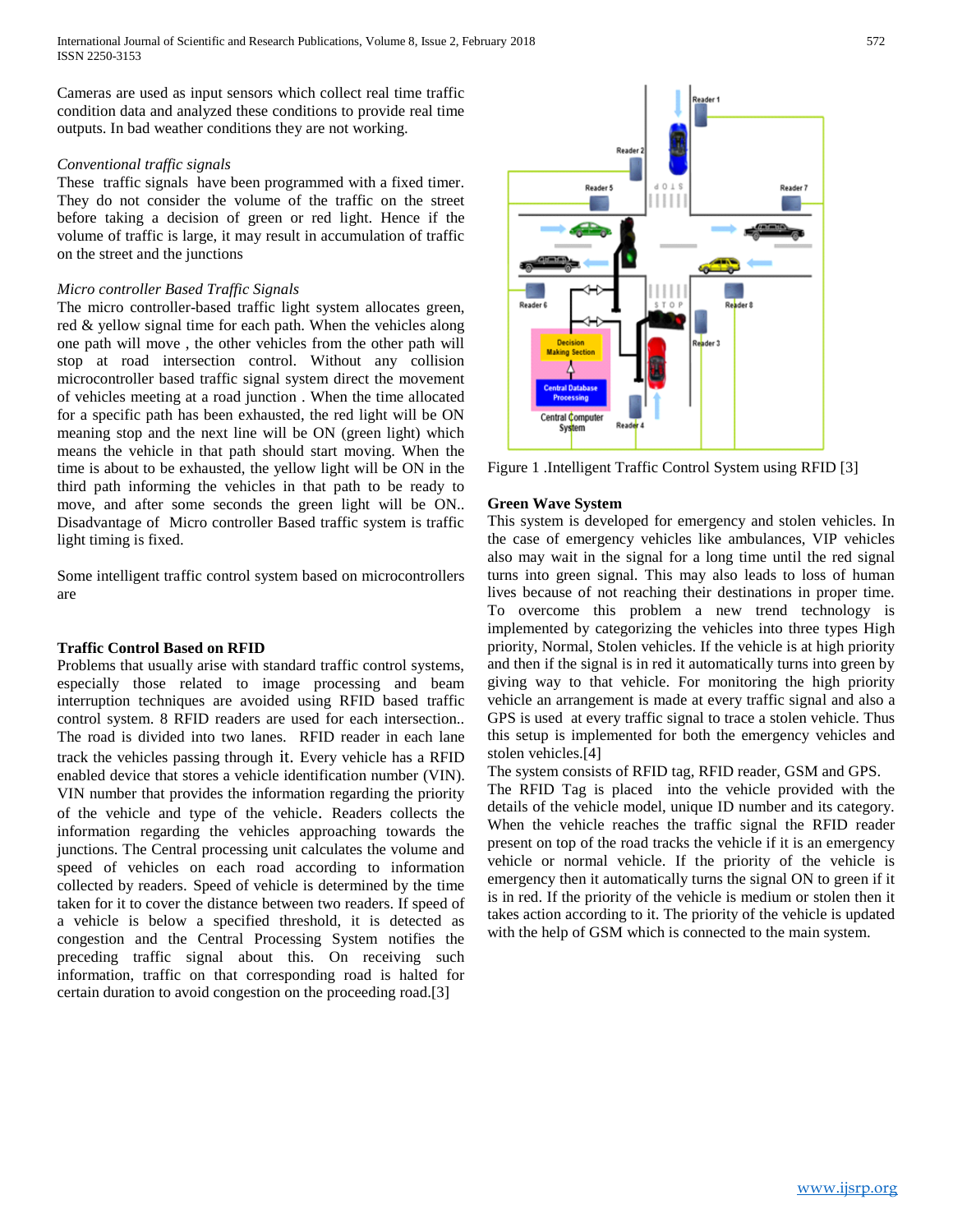Cameras are used as input sensors which collect real time traffic condition data and analyzed these conditions to provide real time outputs. In bad weather conditions they are not working.

*Conventional traffic signals*

These traffic signals have been programmed with a fixed timer. They do not consider the volume of the traffic on the street before taking a decision of green or red light. Hence if the volume of traffic is large, it may result in accumulation of traffic on the street and the junctions

*Micro controller Based Traffic Signals*

The micro controller-based traffic light system allocates green, red & yellow signal time for each path. When the vehicles along one path will move , the other vehicles from the other path will stop at road intersection control. Without any collision microcontroller based traffic signal system direct the movement of vehicles meeting at a road junction . When the time allocated for a specific path has been exhausted, the red light will be ON meaning stop and the next line will be ON (green light) which means the vehicle in that path should start moving. When the time is about to be exhausted, the yellow light will be ON in the third path informing the vehicles in that path to be ready to move, and after some seconds the green light will be ON.. Disadvantage of Micro controller Based traffic system is traffic light timing is fixed.

Some intelligent traffic control system based on microcontrollers are

**Traffic Control Based on RFID**

Problems that usually arise with standard traffic control systems, especially those related to image processing and beam interruption techniques are avoided using RFID based traffic control system. 8 RFID readers are used for each intersection.. The road is divided into two lanes. RFID reader in each lane track the vehicles passing through it. Every vehicle has a RFID enabled device that stores a vehicle identification number (VIN). VIN number that provides the information regarding the priority of the vehicle and type of the vehicle. Readers collects the information regarding the vehicles approaching towards the junctions. The Central processing unit calculates the volume and speed of vehicles on each road according to information collected by readers. Speed of vehicle is determined by the time taken for it to cover the distance between two readers. If speed of a vehicle is below a specified threshold, it is detected as congestion and the Central Processing System notifies the preceding traffic signal about this. On receiving such information, traffic on that corresponding road is halted for certain duration to avoid congestion on the proceeding road.[3]

Figure 1 .Intelligent Traffic Control System using RFID [3]

**Green Wave System**

This system is developed for emergency and stolen vehicles. In the case of emergency vehicles like ambulances, VIP vehicles also may wait in the signal for a long time until the red signal turns into green signal. This may also leads to loss of human lives because of not reaching their destinations in proper time. To overcome this problem a new trend technology is implemented by categorizing the vehicles into three types High priority, Normal, Stolen vehicles. If the vehicle is at high priority and then if the signal is in red it automatically turns into green by giving way to that vehicle. For monitoring the high priority vehicle an arrangement is made at every traffic signal and also a GPS is used at every traffic signal to trace a stolen vehicle. Thus this setup is implemented for both the emergency vehicles and stolen vehicles.[4]

The system consists of RFID tag, RFID reader, GSM and GPS. The RFID Tag is placed into the vehicle provided with the details of the vehicle model, unique ID number and its category. When the vehicle reaches the traffic signal the RFID reader present on top of the road tracks the vehicle if it is an emergency vehicle or normal vehicle. If the priority of the vehicle is emergency then it automatically turns the signal ON to green if it is in red. If the priority of the vehicle is medium or stolen then it takes action according to it. The priority of the vehicle is updated with the help of GSM which is connected to the main system.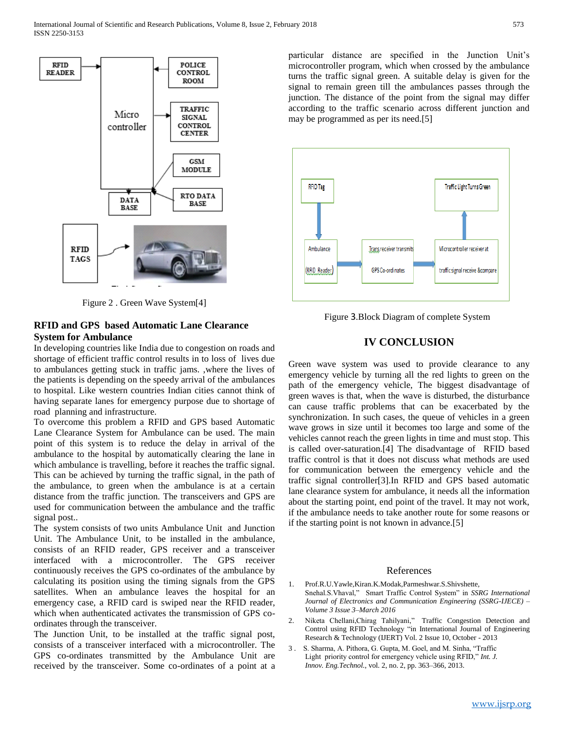Figure 2 . Green Wave System[4]

### RFID and GPS based Automatic Lane Clearance System for Ambulance

In developing countries like India due to congestion on roads and shortage of efficient traffic control results in to loss of lives due to ambulances getting stuck in traffic jams. ,where the lives of the patients is depending on the speedy arrival of the ambulances to hospital. Like western countries Indian cities cannot think of having separate lanes for emergency purpose due to shortage of road planning and infrastructure.

To overcome this problem a RFID and GPS based Automatic Lane Clearance System for Ambulance can be used. The main point of this system is to reduce the delay in arrival of the ambulance to the hospital by automatically clearing the lane in which ambulance is travelling, before it reaches the traffic signal. This can be achieved by turning the traffic signal, in the path of the ambulance, to green when the ambulance is at a certain distance from the traffic junction. The transceivers and GPS are used for communication between the ambulance and the traffic signal post..

The system consists of two units Ambulance Unit and Junction Unit. The Ambulance Unit, to be installed in the ambulance, consists of an RFID reader, GPS receiver and a transceiver interfaced with a microcontroller. The GPS receiver continuously receives the GPS co-ordinates of the ambulance by calculating its position using the timing signals from the GPS satellites. When an ambulance leaves the hospital for an emergency case, a RFID card is swiped near the RFID reader, which when authenticated activates the transmission of GPS co-ordinates through the transceiver.

The Junction Unit, to be installed at the traffic signal post, consists of a transceiver interfaced with a microcontroller. The GPS co-ordinates transmitted by the Ambulance Unit are received by the transceiver. Some co-ordinates of a point at a particular distance are specified in the Junction Unit's microcontroller program, which when crossed by the ambulance turns the traffic signal green. A suitable delay is given for the signal to remain green till the ambulances passes through the junction. The distance of the point from the signal may differ according to the traffic scenario across different junction and may be programmed as per its need.[5]

Figure 3.Block Diagram of complete System

## IV CONCLUSION

Green wave system was used to provide clearance to any emergency vehicle by turning all the red lights to green on the path of the emergency vehicle, The biggest disadvantage of green waves is that, when the wave is disturbed, the disturbance can cause traffic problems that can be exacerbated by the synchronization. In such cases, the queue of vehicles in a green wave grows in size until it becomes too large and some of the vehicles cannot reach the green lights in time and must stop. This is called over-saturation.[4] The disadvantage of RFID based traffic control is that it does not discuss what methods are used for communication between the emergency vehicle and the traffic signal controller[3].In RFID and GPS based automatic lane clearance system for ambulance, it needs all the information about the starting point, end point of the travel. It may not work, if the ambulance needs to take another route for some reasons or if the starting point is not known in advance.[5]

## References

1. Prof.R.U.Yawle,Kiran.K.Modak,Parmeshwar.S.Shivshette, Snehal.S.Vhaval," Smart Traffic Control System" in *SSRG International Journal of Electronics and Communication Engineering (SSRG-IJECE) – Volume 3 Issue 3–March 2016*
2. Niketa Chellani,Chirag Tahilyani," Traffic Congestion Detection and Control using RFID Technology "in International Journal of Engineering Research & Technology (IJERT) Vol. 2 Issue 10, October - 2013
3. S. Sharma, A. Pithora, G. Gupta, M. Goel, and M. Sinha, "Traffic Light priority control for emergency vehicle using RFID," *Int. J. Innov. Eng.Technol.*, vol. 2, no. 2, pp. 363–366, 2013.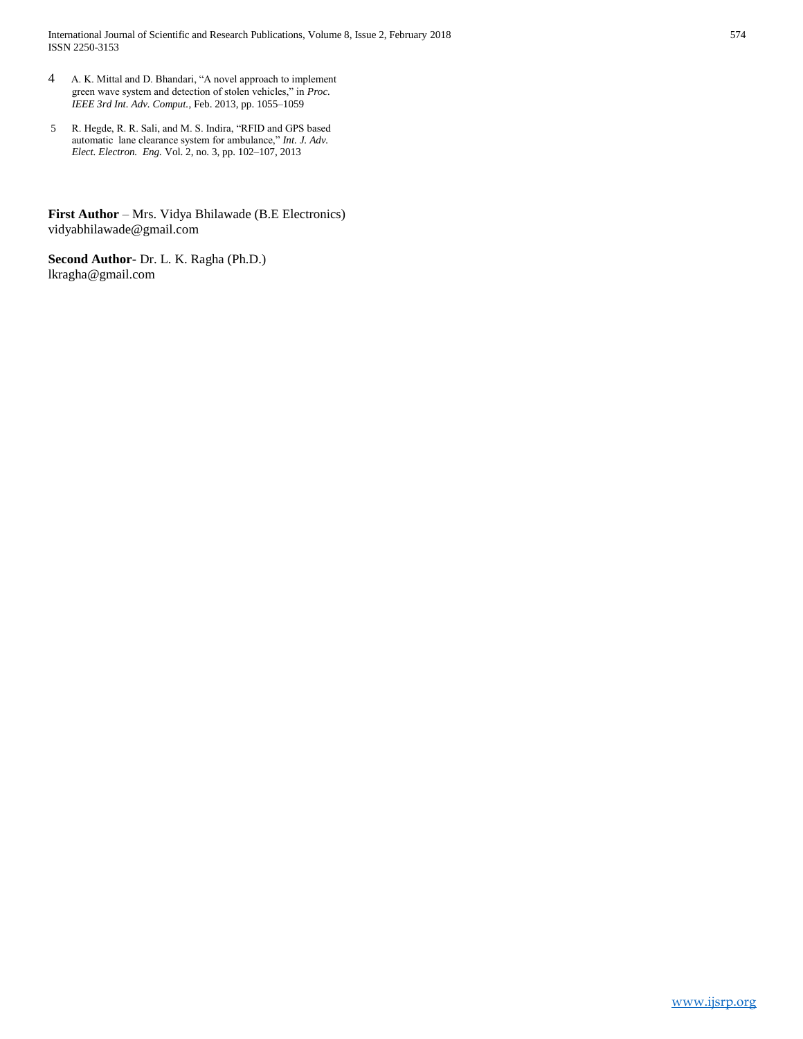4 A. K. Mittal and D. Bhandari, "A novel approach to implement green wave system and detection of stolen vehicles," in *Proc. IEEE 3rd Int. Adv. Comput.*, Feb. 2013, pp. 1055–1059

5 R. Hegde, R. R. Sali, and M. S. Indira, "RFID and GPS based automatic lane clearance system for ambulance," *Int. J. Adv. Elect. Electron. Eng.* Vol. 2, no. 3, pp. 102–107, 2013

**First Author** – Mrs. Vidya Bhilawade (B.E Electronics)
vidyabhilawade@gmail.com

**Second Author-** Dr. L. K. Ragha (Ph.D.)
lkragha@gmail.com